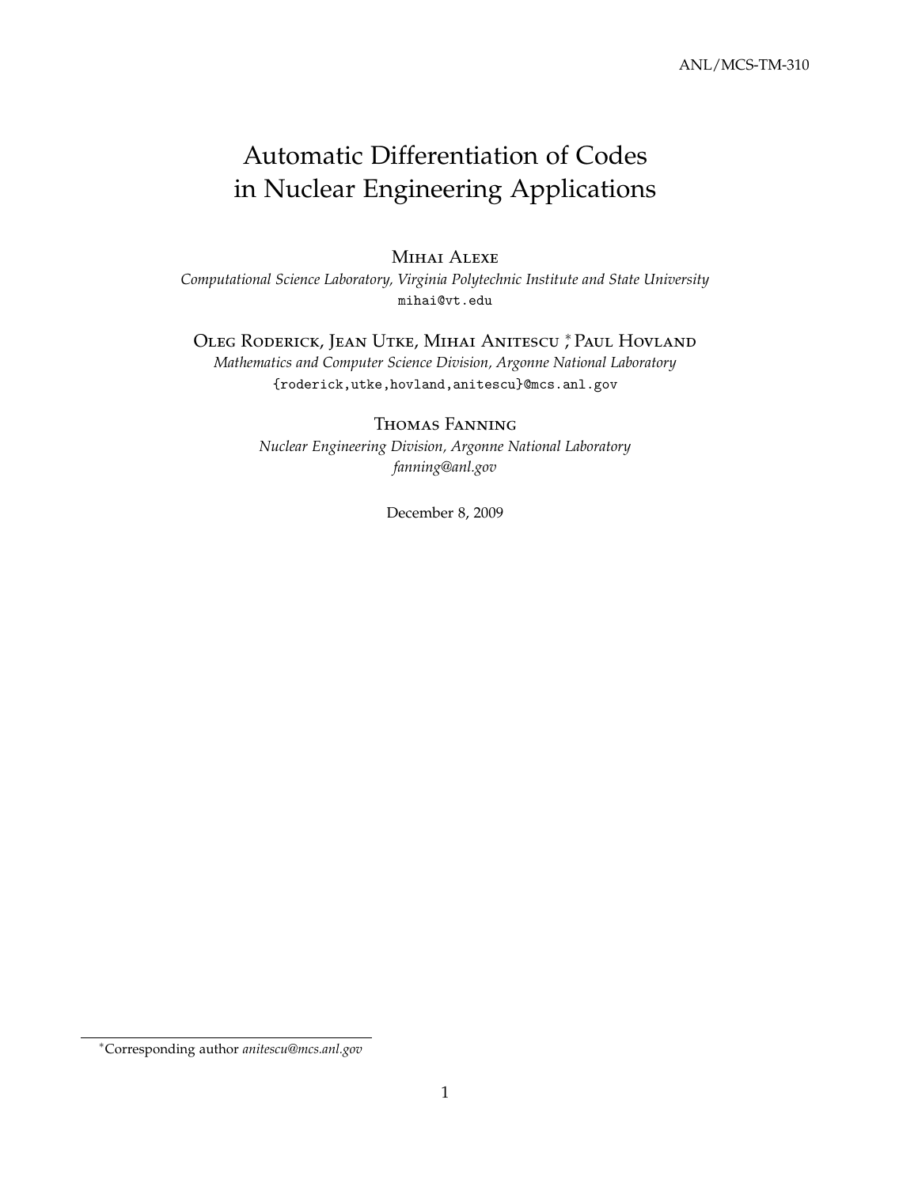ANL/MCS-TM-310

# Automatic Differentiation of Codes in Nuclear Engineering Applications

Mihai Alexe

*Computational Science Laboratory, Virginia Polytechnic Institute and State University*

mihai@vt.edu

Oleg Roderick, Jean Utke, Mihai Anitescu [*], Paul Hovland

*Mathematics and Computer Science Division, Argonne National Laboratory*

{roderick,utke,hovland,anitescu}@mcs.anl.gov

Thomas Fanning

*Nuclear Engineering Division, Argonne National Laboratory*

*fanning@anl.gov*

December 8, 2009

[*] Corresponding author *anitescu@mcs.anl.gov*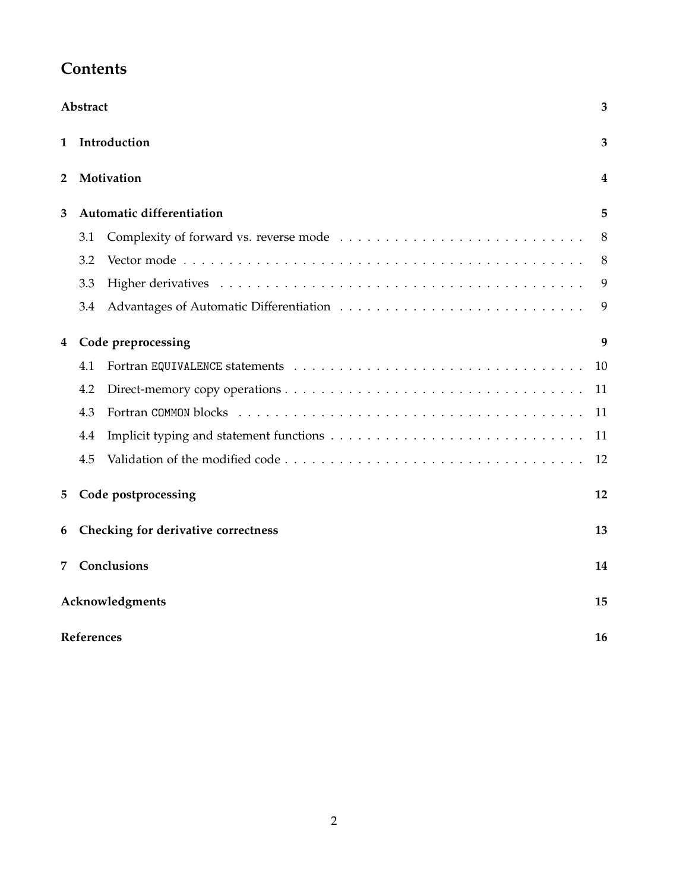# Contents

**Abstract** — **3**

**1 Introduction** — **3**

**2 Motivation** — **4**

**3 Automatic differentiation** — **5**

- 3.1 Complexity of forward vs. reverse mode — 8
- 3.2 Vector mode — 8
- 3.3 Higher derivatives — 9
- 3.4 Advantages of Automatic Differentiation — 9

**4 Code preprocessing** — **9**

- 4.1 Fortran `EQUIVALENCE` statements — 10
- 4.2 Direct-memory copy operations — 11
- 4.3 Fortran `COMMON` blocks — 11
- 4.4 Implicit typing and statement functions — 11
- 4.5 Validation of the modified code — 12

**5 Code postprocessing** — **12**

**6 Checking for derivative correctness** — **13**

**7 Conclusions** — **14**

**Acknowledgments** — **15**

**References** — **16**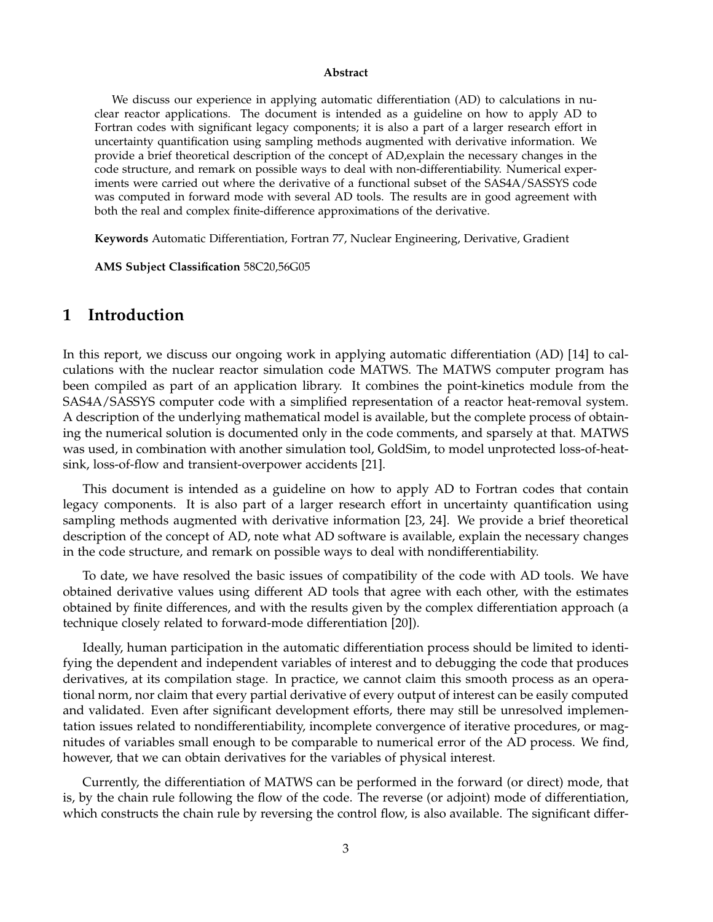**Abstract**

We discuss our experience in applying automatic differentiation (AD) to calculations in nuclear reactor applications. The document is intended as a guideline on how to apply AD to Fortran codes with significant legacy components; it is also a part of a larger research effort in uncertainty quantification using sampling methods augmented with derivative information. We provide a brief theoretical description of the concept of AD,explain the necessary changes in the code structure, and remark on possible ways to deal with non-differentiability. Numerical experiments were carried out where the derivative of a functional subset of the SAS4A/SASSYS code was computed in forward mode with several AD tools. The results are in good agreement with both the real and complex finite-difference approximations of the derivative.

**Keywords** Automatic Differentiation, Fortran 77, Nuclear Engineering, Derivative, Gradient

**AMS Subject Classification** 58C20,56G05

# 1 Introduction

In this report, we discuss our ongoing work in applying automatic differentiation (AD) [14] to calculations with the nuclear reactor simulation code MATWS. The MATWS computer program has been compiled as part of an application library. It combines the point-kinetics module from the SAS4A/SASSYS computer code with a simplified representation of a reactor heat-removal system. A description of the underlying mathematical model is available, but the complete process of obtaining the numerical solution is documented only in the code comments, and sparsely at that. MATWS was used, in combination with another simulation tool, GoldSim, to model unprotected loss-of-heat-sink, loss-of-flow and transient-overpower accidents [21].

This document is intended as a guideline on how to apply AD to Fortran codes that contain legacy components. It is also part of a larger research effort in uncertainty quantification using sampling methods augmented with derivative information [23, 24]. We provide a brief theoretical description of the concept of AD, note what AD software is available, explain the necessary changes in the code structure, and remark on possible ways to deal with nondifferentiability.

To date, we have resolved the basic issues of compatibility of the code with AD tools. We have obtained derivative values using different AD tools that agree with each other, with the estimates obtained by finite differences, and with the results given by the complex differentiation approach (a technique closely related to forward-mode differentiation [20]).

Ideally, human participation in the automatic differentiation process should be limited to identifying the dependent and independent variables of interest and to debugging the code that produces derivatives, at its compilation stage. In practice, we cannot claim this smooth process as an operational norm, nor claim that every partial derivative of every output of interest can be easily computed and validated. Even after significant development efforts, there may still be unresolved implementation issues related to nondifferentiability, incomplete convergence of iterative procedures, or magnitudes of variables small enough to be comparable to numerical error of the AD process. We find, however, that we can obtain derivatives for the variables of physical interest.

Currently, the differentiation of MATWS can be performed in the forward (or direct) mode, that is, by the chain rule following the flow of the code. The reverse (or adjoint) mode of differentiation, which constructs the chain rule by reversing the control flow, is also available. The significant differ-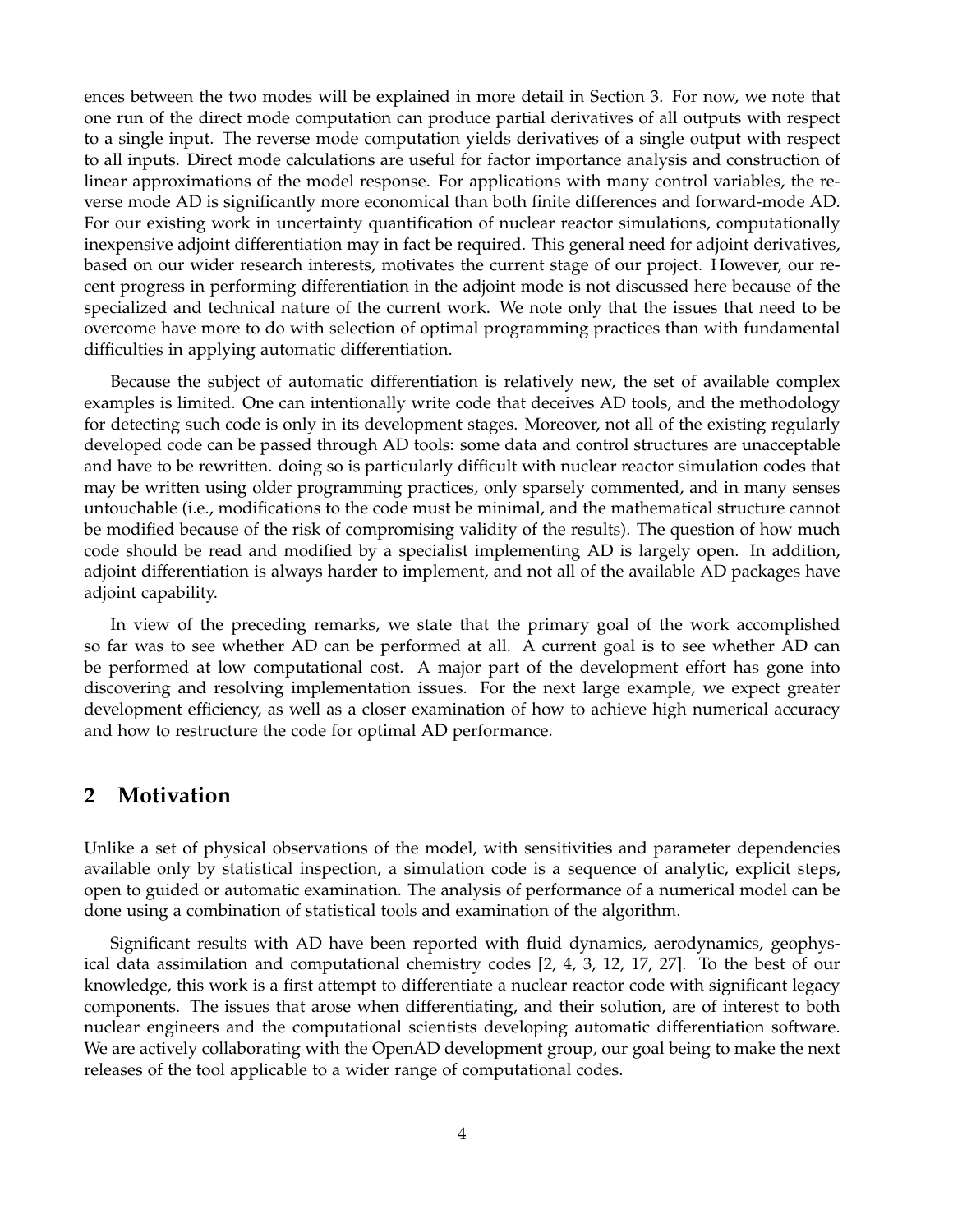ences between the two modes will be explained in more detail in Section 3. For now, we note that one run of the direct mode computation can produce partial derivatives of all outputs with respect to a single input. The reverse mode computation yields derivatives of a single output with respect to all inputs. Direct mode calculations are useful for factor importance analysis and construction of linear approximations of the model response. For applications with many control variables, the reverse mode AD is significantly more economical than both finite differences and forward-mode AD. For our existing work in uncertainty quantification of nuclear reactor simulations, computationally inexpensive adjoint differentiation may in fact be required. This general need for adjoint derivatives, based on our wider research interests, motivates the current stage of our project. However, our recent progress in performing differentiation in the adjoint mode is not discussed here because of the specialized and technical nature of the current work. We note only that the issues that need to be overcome have more to do with selection of optimal programming practices than with fundamental difficulties in applying automatic differentiation.

Because the subject of automatic differentiation is relatively new, the set of available complex examples is limited. One can intentionally write code that deceives AD tools, and the methodology for detecting such code is only in its development stages. Moreover, not all of the existing regularly developed code can be passed through AD tools: some data and control structures are unacceptable and have to be rewritten. doing so is particularly difficult with nuclear reactor simulation codes that may be written using older programming practices, only sparsely commented, and in many senses untouchable (i.e., modifications to the code must be minimal, and the mathematical structure cannot be modified because of the risk of compromising validity of the results). The question of how much code should be read and modified by a specialist implementing AD is largely open. In addition, adjoint differentiation is always harder to implement, and not all of the available AD packages have adjoint capability.

In view of the preceding remarks, we state that the primary goal of the work accomplished so far was to see whether AD can be performed at all. A current goal is to see whether AD can be performed at low computational cost. A major part of the development effort has gone into discovering and resolving implementation issues. For the next large example, we expect greater development efficiency, as well as a closer examination of how to achieve high numerical accuracy and how to restructure the code for optimal AD performance.

## 2 Motivation

Unlike a set of physical observations of the model, with sensitivities and parameter dependencies available only by statistical inspection, a simulation code is a sequence of analytic, explicit steps, open to guided or automatic examination. The analysis of performance of a numerical model can be done using a combination of statistical tools and examination of the algorithm.

Significant results with AD have been reported with fluid dynamics, aerodynamics, geophysical data assimilation and computational chemistry codes [2, 4, 3, 12, 17, 27]. To the best of our knowledge, this work is a first attempt to differentiate a nuclear reactor code with significant legacy components. The issues that arose when differentiating, and their solution, are of interest to both nuclear engineers and the computational scientists developing automatic differentiation software. We are actively collaborating with the OpenAD development group, our goal being to make the next releases of the tool applicable to a wider range of computational codes.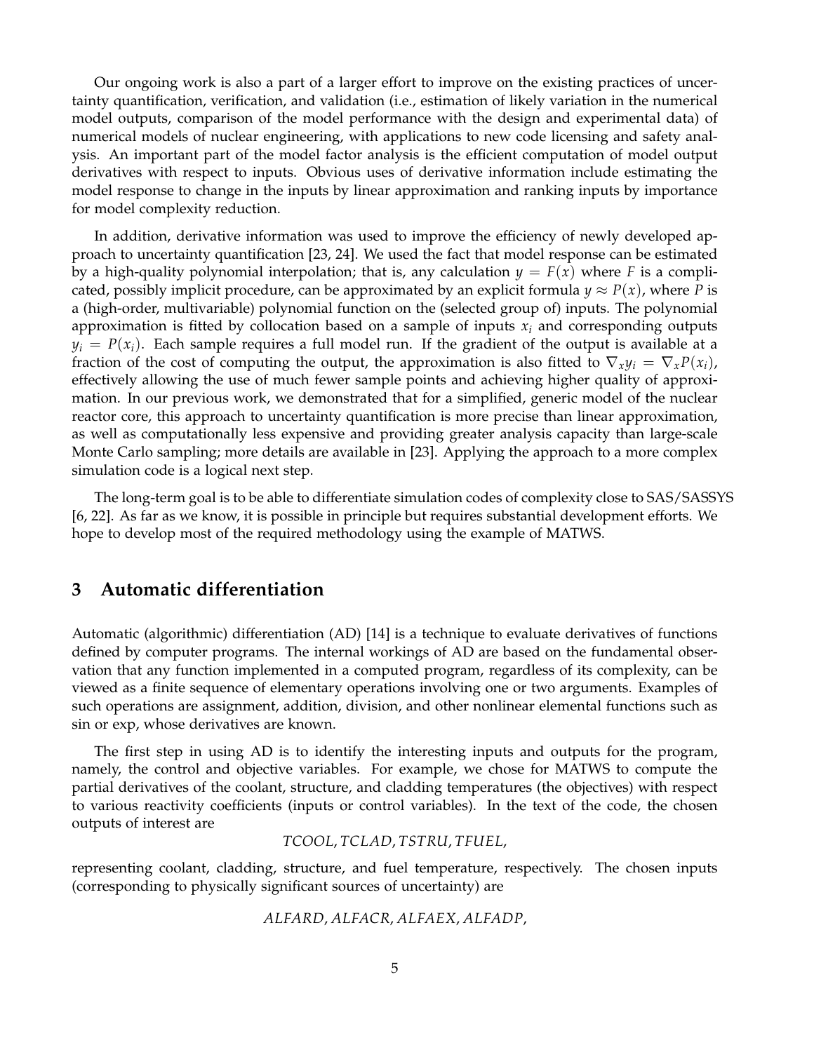Our ongoing work is also a part of a larger effort to improve on the existing practices of uncertainty quantification, verification, and validation (i.e., estimation of likely variation in the numerical model outputs, comparison of the model performance with the design and experimental data) of numerical models of nuclear engineering, with applications to new code licensing and safety analysis. An important part of the model factor analysis is the efficient computation of model output derivatives with respect to inputs. Obvious uses of derivative information include estimating the model response to change in the inputs by linear approximation and ranking inputs by importance for model complexity reduction.

In addition, derivative information was used to improve the efficiency of newly developed approach to uncertainty quantification [23, 24]. We used the fact that model response can be estimated by a high-quality polynomial interpolation; that is, any calculation $y = F(x)$ where $F$ is a complicated, possibly implicit procedure, can be approximated by an explicit formula $y \approx P(x)$, where $P$ is a (high-order, multivariable) polynomial function on the (selected group of) inputs. The polynomial approximation is fitted by collocation based on a sample of inputs $x_i$ and corresponding outputs $y_i = P(x_i)$. Each sample requires a full model run. If the gradient of the output is available at a fraction of the cost of computing the output, the approximation is also fitted to $\nabla_x y_i = \nabla_x P(x_i)$, effectively allowing the use of much fewer sample points and achieving higher quality of approximation. In our previous work, we demonstrated that for a simplified, generic model of the nuclear reactor core, this approach to uncertainty quantification is more precise than linear approximation, as well as computationally less expensive and providing greater analysis capacity than large-scale Monte Carlo sampling; more details are available in [23]. Applying the approach to a more complex simulation code is a logical next step.

The long-term goal is to be able to differentiate simulation codes of complexity close to SAS/SASSYS [6, 22]. As far as we know, it is possible in principle but requires substantial development efforts. We hope to develop most of the required methodology using the example of MATWS.

## 3 Automatic differentiation

Automatic (algorithmic) differentiation (AD) [14] is a technique to evaluate derivatives of functions defined by computer programs. The internal workings of AD are based on the fundamental observation that any function implemented in a computed program, regardless of its complexity, can be viewed as a finite sequence of elementary operations involving one or two arguments. Examples of such operations are assignment, addition, division, and other nonlinear elemental functions such as sin or exp, whose derivatives are known.

The first step in using AD is to identify the interesting inputs and outputs for the program, namely, the control and objective variables. For example, we chose for MATWS to compute the partial derivatives of the coolant, structure, and cladding temperatures (the objectives) with respect to various reactivity coefficients (inputs or control variables). In the text of the code, the chosen outputs of interest are

$$TCOOL, TCLAD, TSTRU, TFUEL,$$

representing coolant, cladding, structure, and fuel temperature, respectively. The chosen inputs (corresponding to physically significant sources of uncertainty) are

$$ALFARD, ALFACR, ALFAEX, ALFADP,$$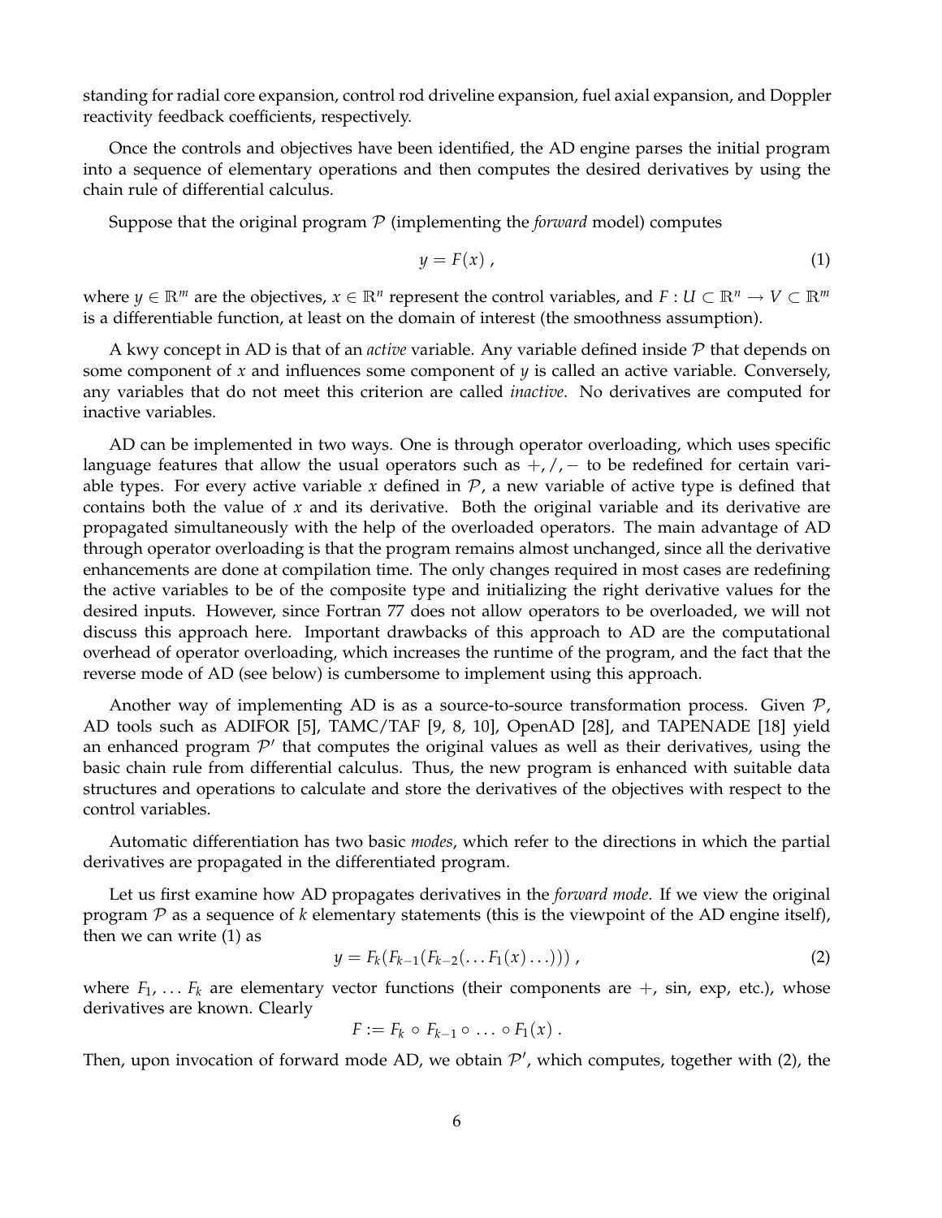standing for radial core expansion, control rod driveline expansion, fuel axial expansion, and Doppler reactivity feedback coefficients, respectively.

Once the controls and objectives have been identified, the AD engine parses the initial program into a sequence of elementary operations and then computes the desired derivatives by using the chain rule of differential calculus.

Suppose that the original program $\mathcal{P}$ (implementing the *forward* model) computes

$$y = F(x) \,, \tag{1}$$

where $y \in \mathbb{R}^m$ are the objectives, $x \in \mathbb{R}^n$ represent the control variables, and $F : U \subset \mathbb{R}^n \to V \subset \mathbb{R}^m$ is a differentiable function, at least on the domain of interest (the smoothness assumption).

A kwy concept in AD is that of an *active* variable. Any variable defined inside $\mathcal{P}$ that depends on some component of $x$ and influences some component of $y$ is called an active variable. Conversely, any variables that do not meet this criterion are called *inactive*. No derivatives are computed for inactive variables.

AD can be implemented in two ways. One is through operator overloading, which uses specific language features that allow the usual operators such as $+, /, -$ to be redefined for certain variable types. For every active variable $x$ defined in $\mathcal{P}$, a new variable of active type is defined that contains both the value of $x$ and its derivative. Both the original variable and its derivative are propagated simultaneously with the help of the overloaded operators. The main advantage of AD through operator overloading is that the program remains almost unchanged, since all the derivative enhancements are done at compilation time. The only changes required in most cases are redefining the active variables to be of the composite type and initializing the right derivative values for the desired inputs. However, since Fortran 77 does not allow operators to be overloaded, we will not discuss this approach here. Important drawbacks of this approach to AD are the computational overhead of operator overloading, which increases the runtime of the program, and the fact that the reverse mode of AD (see below) is cumbersome to implement using this approach.

Another way of implementing AD is as a source-to-source transformation process. Given $\mathcal{P}$, AD tools such as ADIFOR [5], TAMC/TAF [9, 8, 10], OpenAD [28], and TAPENADE [18] yield an enhanced program $\mathcal{P}'$ that computes the original values as well as their derivatives, using the basic chain rule from differential calculus. Thus, the new program is enhanced with suitable data structures and operations to calculate and store the derivatives of the objectives with respect to the control variables.

Automatic differentiation has two basic *modes*, which refer to the directions in which the partial derivatives are propagated in the differentiated program.

Let us first examine how AD propagates derivatives in the *forward mode*. If we view the original program $\mathcal{P}$ as a sequence of $k$ elementary statements (this is the viewpoint of the AD engine itself), then we can write (1) as

$$y = F_k(F_{k-1}(F_{k-2}(\ldots F_1(x)\ldots))) \,, \tag{2}$$

where $F_1, \ldots F_k$ are elementary vector functions (their components are $+$, sin, exp, etc.), whose derivatives are known. Clearly

$$F := F_k \circ F_{k-1} \circ \ldots \circ F_1(x) \,.$$

Then, upon invocation of forward mode AD, we obtain $\mathcal{P}'$, which computes, together with (2), the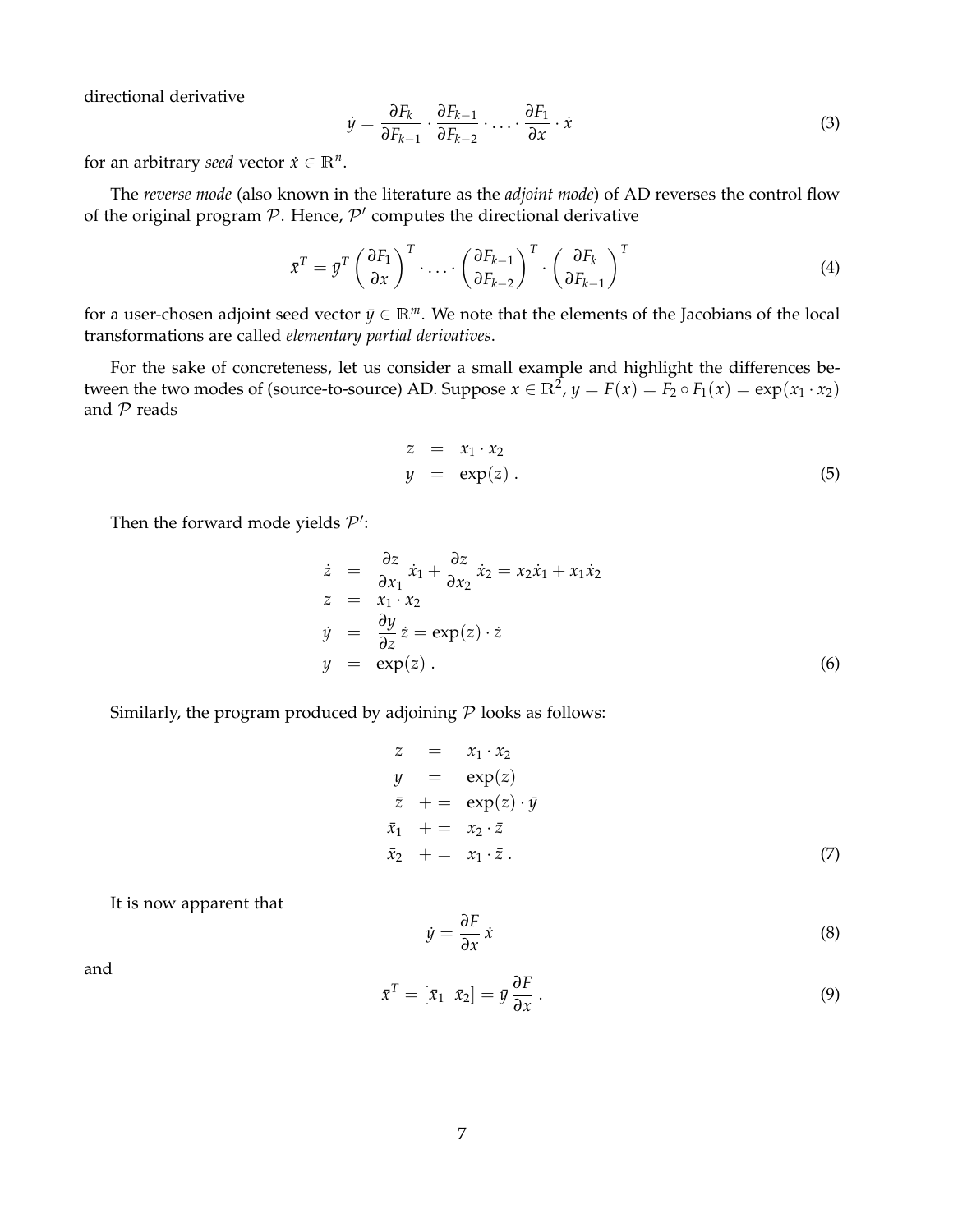directional derivative

$$\dot{y} = \frac{\partial F_k}{\partial F_{k-1}} \cdot \frac{\partial F_{k-1}}{\partial F_{k-2}} \cdot \ldots \cdot \frac{\partial F_1}{\partial x} \cdot \dot{x} \tag{3}$$

for an arbitrary *seed* vector $\dot{x} \in \mathbb{R}^n$.

The *reverse mode* (also known in the literature as the *adjoint mode*) of AD reverses the control flow of the original program $\mathcal{P}$. Hence, $\mathcal{P}'$ computes the directional derivative

$$\bar{x}^T = \bar{y}^T \left( \frac{\partial F_1}{\partial x} \right)^T \cdot \ldots \cdot \left( \frac{\partial F_{k-1}}{\partial F_{k-2}} \right)^T \cdot \left( \frac{\partial F_k}{\partial F_{k-1}} \right)^T \tag{4}$$

for a user-chosen adjoint seed vector $\bar{y} \in \mathbb{R}^m$. We note that the elements of the Jacobians of the local transformations are called *elementary partial derivatives*.

For the sake of concreteness, let us consider a small example and highlight the differences between the two modes of (source-to-source) AD. Suppose $x \in \mathbb{R}^2$, $y = F(x) = F_2 \circ F_1(x) = \exp(x_1 \cdot x_2)$ and $\mathcal{P}$ reads

$$\begin{aligned} z &= x_1 \cdot x_2 \\ y &= \exp(z) \, . \end{aligned} \tag{5}$$

Then the forward mode yields $\mathcal{P}'$:

$$\begin{aligned} \dot{z} &= \frac{\partial z}{\partial x_1} \dot{x}_1 + \frac{\partial z}{\partial x_2} \dot{x}_2 = x_2 \dot{x}_1 + x_1 \dot{x}_2 \\ z &= x_1 \cdot x_2 \\ \dot{y} &= \frac{\partial y}{\partial z} \dot{z} = \exp(z) \cdot \dot{z} \\ y &= \exp(z) \, . \end{aligned} \tag{6}$$

Similarly, the program produced by adjoining $\mathcal{P}$ looks as follows:

$$\begin{aligned} z &= x_1 \cdot x_2 \\ y &= \exp(z) \\ \bar{z} &\mathrel{+}= \exp(z) \cdot \bar{y} \\ \bar{x}_1 &\mathrel{+}= x_2 \cdot \bar{z} \\ \bar{x}_2 &\mathrel{+}= x_1 \cdot \bar{z} \, . \end{aligned} \tag{7}$$

It is now apparent that

$$\dot{y} = \frac{\partial F}{\partial x} \dot{x} \tag{8}$$

and

$$\bar{x}^T = [\bar{x}_1 \;\; \bar{x}_2] = \bar{y} \frac{\partial F}{\partial x} \, . \tag{9}$$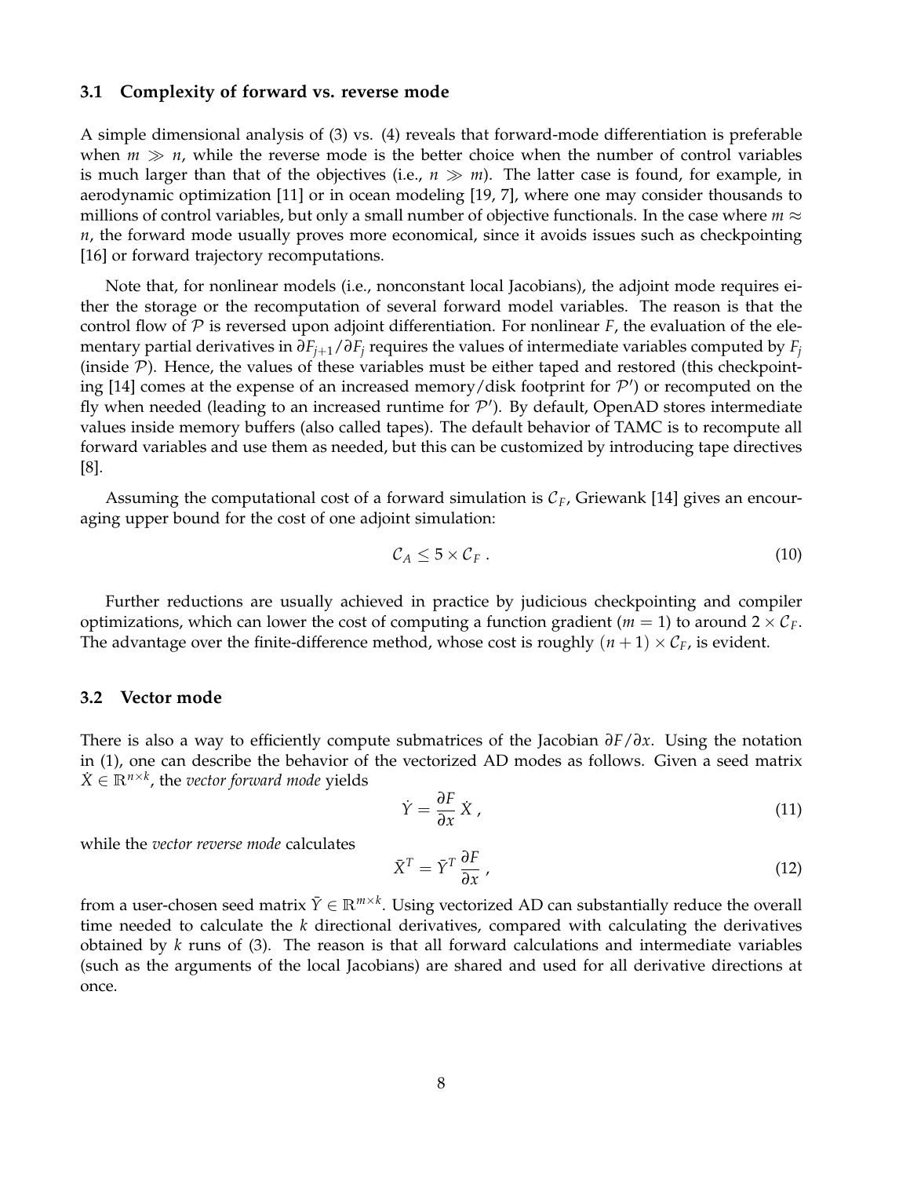### 3.1 Complexity of forward vs. reverse mode

A simple dimensional analysis of (3) vs. (4) reveals that forward-mode differentiation is preferable when $m \gg n$, while the reverse mode is the better choice when the number of control variables is much larger than that of the objectives (i.e., $n \gg m$). The latter case is found, for example, in aerodynamic optimization [11] or in ocean modeling [19, 7], where one may consider thousands to millions of control variables, but only a small number of objective functionals. In the case where $m \approx n$, the forward mode usually proves more economical, since it avoids issues such as checkpointing [16] or forward trajectory recomputations.

Note that, for nonlinear models (i.e., nonconstant local Jacobians), the adjoint mode requires either the storage or the recomputation of several forward model variables. The reason is that the control flow of $\mathcal{P}$ is reversed upon adjoint differentiation. For nonlinear $F$, the evaluation of the elementary partial derivatives in $\partial F_{j+1}/\partial F_j$ requires the values of intermediate variables computed by $F_j$ (inside $\mathcal{P}$). Hence, the values of these variables must be either taped and restored (this checkpointing [14] comes at the expense of an increased memory/disk footprint for $\mathcal{P}'$) or recomputed on the fly when needed (leading to an increased runtime for $\mathcal{P}'$). By default, OpenAD stores intermediate values inside memory buffers (also called tapes). The default behavior of TAMC is to recompute all forward variables and use them as needed, but this can be customized by introducing tape directives [8].

Assuming the computational cost of a forward simulation is $\mathcal{C}_F$, Griewank [14] gives an encouraging upper bound for the cost of one adjoint simulation:

$$\mathcal{C}_A \leq 5 \times \mathcal{C}_F \,. \tag{10}$$

Further reductions are usually achieved in practice by judicious checkpointing and compiler optimizations, which can lower the cost of computing a function gradient ($m = 1$) to around $2 \times \mathcal{C}_F$. The advantage over the finite-difference method, whose cost is roughly $(n+1) \times \mathcal{C}_F$, is evident.

### 3.2 Vector mode

There is also a way to efficiently compute submatrices of the Jacobian $\partial F/\partial x$. Using the notation in (1), one can describe the behavior of the vectorized AD modes as follows. Given a seed matrix $\dot{X} \in \mathbb{R}^{n \times k}$, the *vector forward mode* yields

$$\dot{Y} = \frac{\partial F}{\partial x}\,\dot{X}\,, \tag{11}$$

while the *vector reverse mode* calculates

$$\bar{X}^T = \bar{Y}^T\,\frac{\partial F}{\partial x}\,, \tag{12}$$

from a user-chosen seed matrix $\bar{Y} \in \mathbb{R}^{m \times k}$. Using vectorized AD can substantially reduce the overall time needed to calculate the $k$ directional derivatives, compared with calculating the derivatives obtained by $k$ runs of (3). The reason is that all forward calculations and intermediate variables (such as the arguments of the local Jacobians) are shared and used for all derivative directions at once.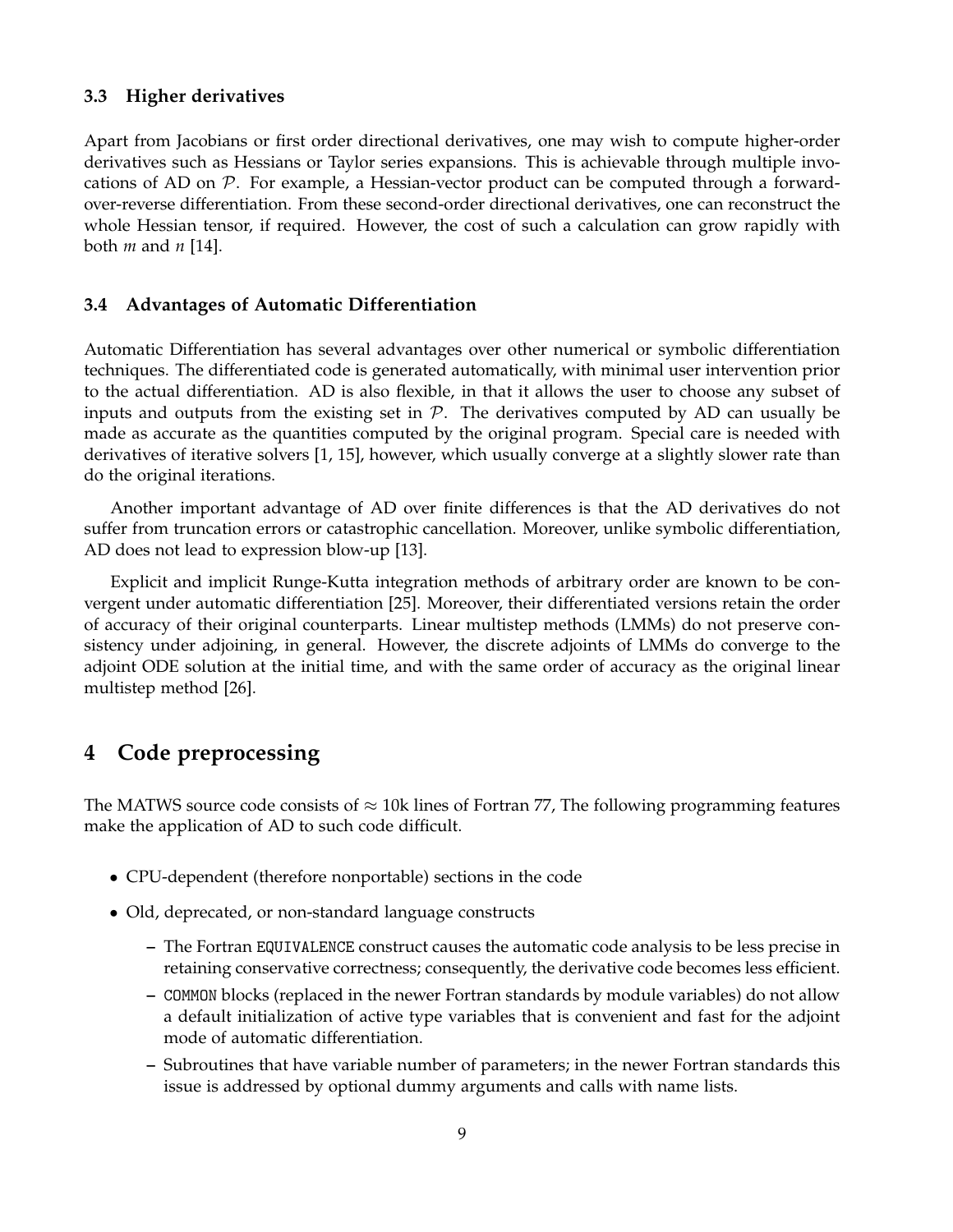### 3.3 Higher derivatives

Apart from Jacobians or first order directional derivatives, one may wish to compute higher-order derivatives such as Hessians or Taylor series expansions. This is achievable through multiple invocations of AD on $\mathcal{P}$. For example, a Hessian-vector product can be computed through a forward-over-reverse differentiation. From these second-order directional derivatives, one can reconstruct the whole Hessian tensor, if required. However, the cost of such a calculation can grow rapidly with both $m$ and $n$ [14].

### 3.4 Advantages of Automatic Differentiation

Automatic Differentiation has several advantages over other numerical or symbolic differentiation techniques. The differentiated code is generated automatically, with minimal user intervention prior to the actual differentiation. AD is also flexible, in that it allows the user to choose any subset of inputs and outputs from the existing set in $\mathcal{P}$. The derivatives computed by AD can usually be made as accurate as the quantities computed by the original program. Special care is needed with derivatives of iterative solvers [1, 15], however, which usually converge at a slightly slower rate than do the original iterations.

Another important advantage of AD over finite differences is that the AD derivatives do not suffer from truncation errors or catastrophic cancellation. Moreover, unlike symbolic differentiation, AD does not lead to expression blow-up [13].

Explicit and implicit Runge-Kutta integration methods of arbitrary order are known to be convergent under automatic differentiation [25]. Moreover, their differentiated versions retain the order of accuracy of their original counterparts. Linear multistep methods (LMMs) do not preserve consistency under adjoining, in general. However, the discrete adjoints of LMMs do converge to the adjoint ODE solution at the initial time, and with the same order of accuracy as the original linear multistep method [26].

## 4 Code preprocessing

The MATWS source code consists of $\approx$ 10k lines of Fortran 77, The following programming features make the application of AD to such code difficult.

- CPU-dependent (therefore nonportable) sections in the code
- Old, deprecated, or non-standard language constructs
  - The Fortran `EQUIVALENCE` construct causes the automatic code analysis to be less precise in retaining conservative correctness; consequently, the derivative code becomes less efficient.
  - `COMMON` blocks (replaced in the newer Fortran standards by module variables) do not allow a default initialization of active type variables that is convenient and fast for the adjoint mode of automatic differentiation.
  - Subroutines that have variable number of parameters; in the newer Fortran standards this issue is addressed by optional dummy arguments and calls with name lists.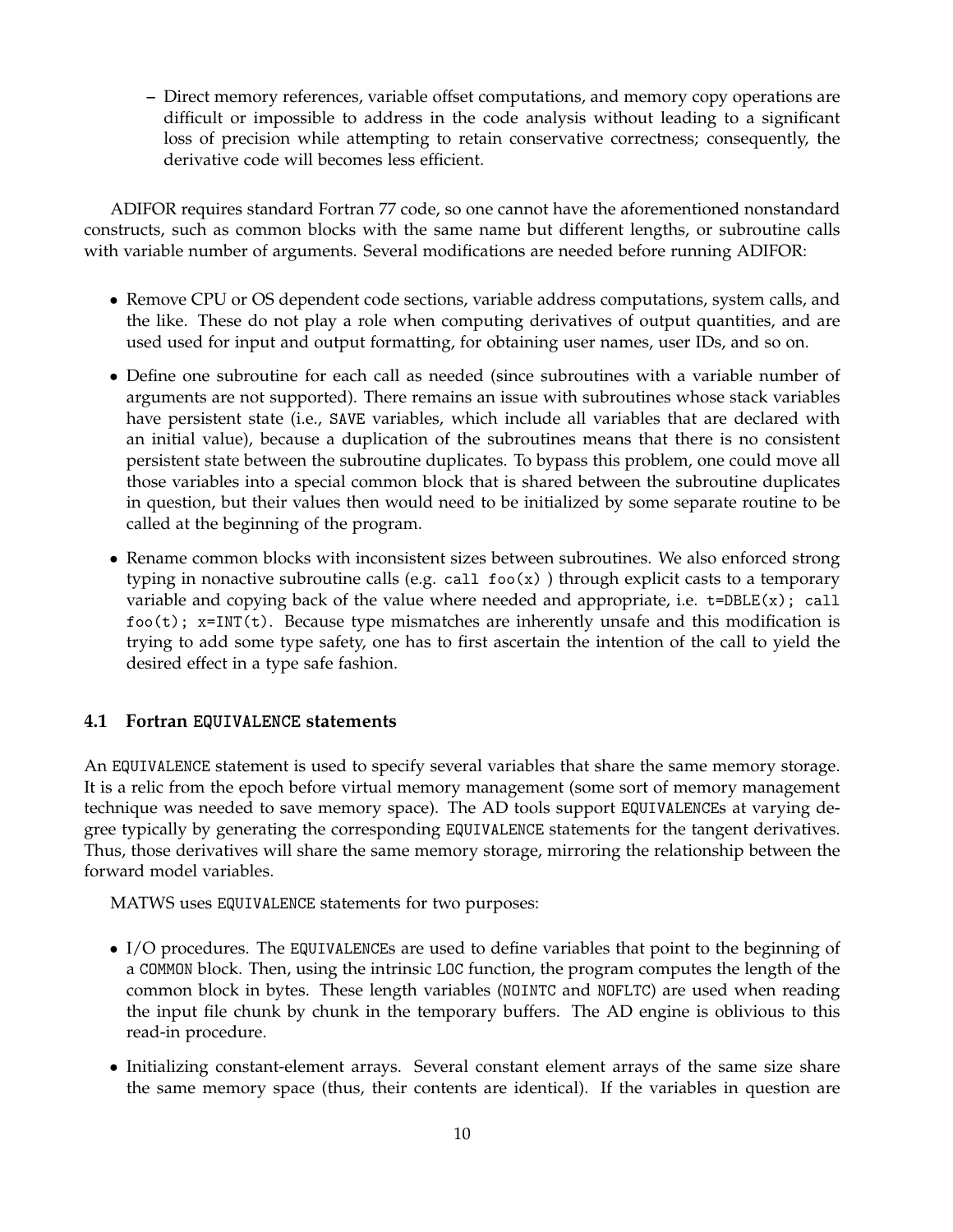- Direct memory references, variable offset computations, and memory copy operations are difficult or impossible to address in the code analysis without leading to a significant loss of precision while attempting to retain conservative correctness; consequently, the derivative code will becomes less efficient.

ADIFOR requires standard Fortran 77 code, so one cannot have the aforementioned nonstandard constructs, such as common blocks with the same name but different lengths, or subroutine calls with variable number of arguments. Several modifications are needed before running ADIFOR:

- Remove CPU or OS dependent code sections, variable address computations, system calls, and the like. These do not play a role when computing derivatives of output quantities, and are used used for input and output formatting, for obtaining user names, user IDs, and so on.
- Define one subroutine for each call as needed (since subroutines with a variable number of arguments are not supported). There remains an issue with subroutines whose stack variables have persistent state (i.e., `SAVE` variables, which include all variables that are declared with an initial value), because a duplication of the subroutines means that there is no consistent persistent state between the subroutine duplicates. To bypass this problem, one could move all those variables into a special common block that is shared between the subroutine duplicates in question, but their values then would need to be initialized by some separate routine to be called at the beginning of the program.
- Rename common blocks with inconsistent sizes between subroutines. We also enforced strong typing in nonactive subroutine calls (e.g. `call foo(x)` ) through explicit casts to a temporary variable and copying back of the value where needed and appropriate, i.e. `t=DBLE(x); call foo(t); x=INT(t)`. Because type mismatches are inherently unsafe and this modification is trying to add some type safety, one has to first ascertain the intention of the call to yield the desired effect in a type safe fashion.

### 4.1 Fortran `EQUIVALENCE` statements

An `EQUIVALENCE` statement is used to specify several variables that share the same memory storage. It is a relic from the epoch before virtual memory management (some sort of memory management technique was needed to save memory space). The AD tools support `EQUIVALENCE`s at varying degree typically by generating the corresponding `EQUIVALENCE` statements for the tangent derivatives. Thus, those derivatives will share the same memory storage, mirroring the relationship between the forward model variables.

MATWS uses `EQUIVALENCE` statements for two purposes:

- I/O procedures. The `EQUIVALENCE`s are used to define variables that point to the beginning of a `COMMON` block. Then, using the intrinsic `LOC` function, the program computes the length of the common block in bytes. These length variables (`NOINTC` and `NOFLTC`) are used when reading the input file chunk by chunk in the temporary buffers. The AD engine is oblivious to this read-in procedure.
- Initializing constant-element arrays. Several constant element arrays of the same size share the same memory space (thus, their contents are identical). If the variables in question are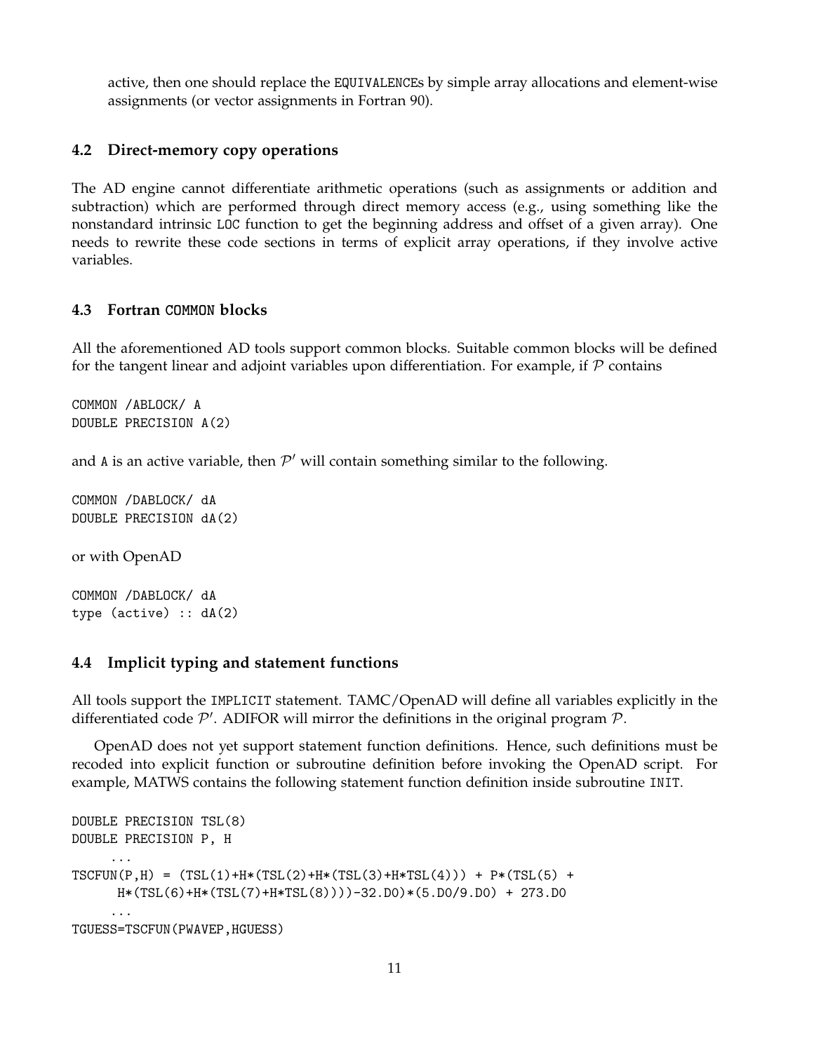active, then one should replace the EQUIVALENCEs by simple array allocations and element-wise assignments (or vector assignments in Fortran 90).

### 4.2 Direct-memory copy operations

The AD engine cannot differentiate arithmetic operations (such as assignments or addition and subtraction) which are performed through direct memory access (e.g., using something like the nonstandard intrinsic LOC function to get the beginning address and offset of a given array). One needs to rewrite these code sections in terms of explicit array operations, if they involve active variables.

### 4.3 Fortran COMMON blocks

All the aforementioned AD tools support common blocks. Suitable common blocks will be defined for the tangent linear and adjoint variables upon differentiation. For example, if $\mathcal{P}$ contains

```
COMMON /ABLOCK/ A
DOUBLE PRECISION A(2)
```

and A is an active variable, then $\mathcal{P}'$ will contain something similar to the following.

```
COMMON /DABLOCK/ dA
DOUBLE PRECISION dA(2)
```

or with OpenAD

```
COMMON /DABLOCK/ dA
type (active) :: dA(2)
```

### 4.4 Implicit typing and statement functions

All tools support the IMPLICIT statement. TAMC/OpenAD will define all variables explicitly in the differentiated code $\mathcal{P}'$. ADIFOR will mirror the definitions in the original program $\mathcal{P}$.

OpenAD does not yet support statement function definitions. Hence, such definitions must be recoded into explicit function or subroutine definition before invoking the OpenAD script. For example, MATWS contains the following statement function definition inside subroutine INIT.

```
DOUBLE PRECISION TSL(8)
DOUBLE PRECISION P, H
     ...
TSCFUN(P,H) = (TSL(1)+H*(TSL(2)+H*(TSL(3)+H*TSL(4))) + P*(TSL(5) +
      H*(TSL(6)+H*(TSL(7)+H*TSL(8))))-32.D0)*(5.D0/9.D0) + 273.D0
     ...
TGUESS=TSCFUN(PWAVEP,HGUESS)
```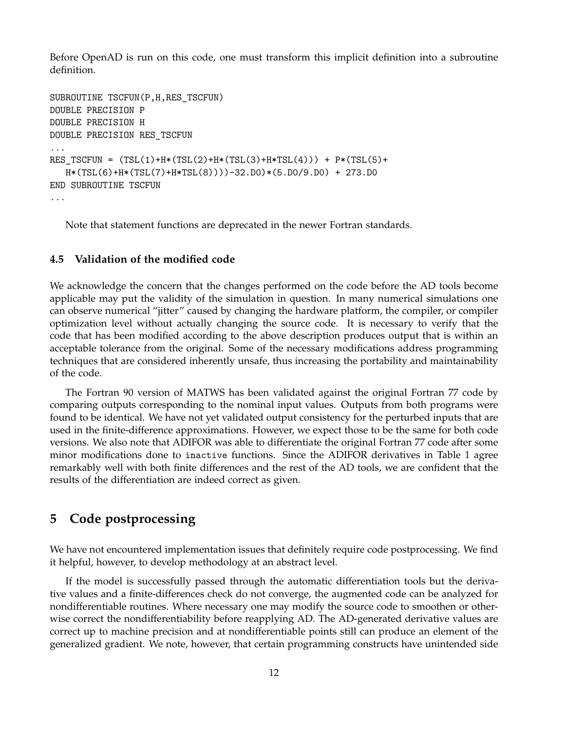Before OpenAD is run on this code, one must transform this implicit definition into a subroutine definition.

```
SUBROUTINE TSCFUN(P,H,RES_TSCFUN)
DOUBLE PRECISION P
DOUBLE PRECISION H
DOUBLE PRECISION RES_TSCFUN
...
RES_TSCFUN = (TSL(1)+H*(TSL(2)+H*(TSL(3)+H*TSL(4))) + P*(TSL(5)+
   H*(TSL(6)+H*(TSL(7)+H*TSL(8))))-32.D0)*(5.D0/9.D0) + 273.D0
END SUBROUTINE TSCFUN
...
```

Note that statement functions are deprecated in the newer Fortran standards.

### 4.5 Validation of the modified code

We acknowledge the concern that the changes performed on the code before the AD tools become applicable may put the validity of the simulation in question. In many numerical simulations one can observe numerical "jitter" caused by changing the hardware platform, the compiler, or compiler optimization level without actually changing the source code. It is necessary to verify that the code that has been modified according to the above description produces output that is within an acceptable tolerance from the original. Some of the necessary modifications address programming techniques that are considered inherently unsafe, thus increasing the portability and maintainability of the code.

The Fortran 90 version of MATWS has been validated against the original Fortran 77 code by comparing outputs corresponding to the nominal input values. Outputs from both programs were found to be identical. We have not yet validated output consistency for the perturbed inputs that are used in the finite-difference approximations. However, we expect those to be the same for both code versions. We also note that ADIFOR was able to differentiate the original Fortran 77 code after some minor modifications done to `inactive` functions. Since the ADIFOR derivatives in Table 1 agree remarkably well with both finite differences and the rest of the AD tools, we are confident that the results of the differentiation are indeed correct as given.

## 5 Code postprocessing

We have not encountered implementation issues that definitely require code postprocessing. We find it helpful, however, to develop methodology at an abstract level.

If the model is successfully passed through the automatic differentiation tools but the derivative values and a finite-differences check do not converge, the augmented code can be analyzed for nondifferentiable routines. Where necessary one may modify the source code to smoothen or otherwise correct the nondifferentiability before reapplying AD. The AD-generated derivative values are correct up to machine precision and at nondifferentiable points still can produce an element of the generalized gradient. We note, however, that certain programming constructs have unintended side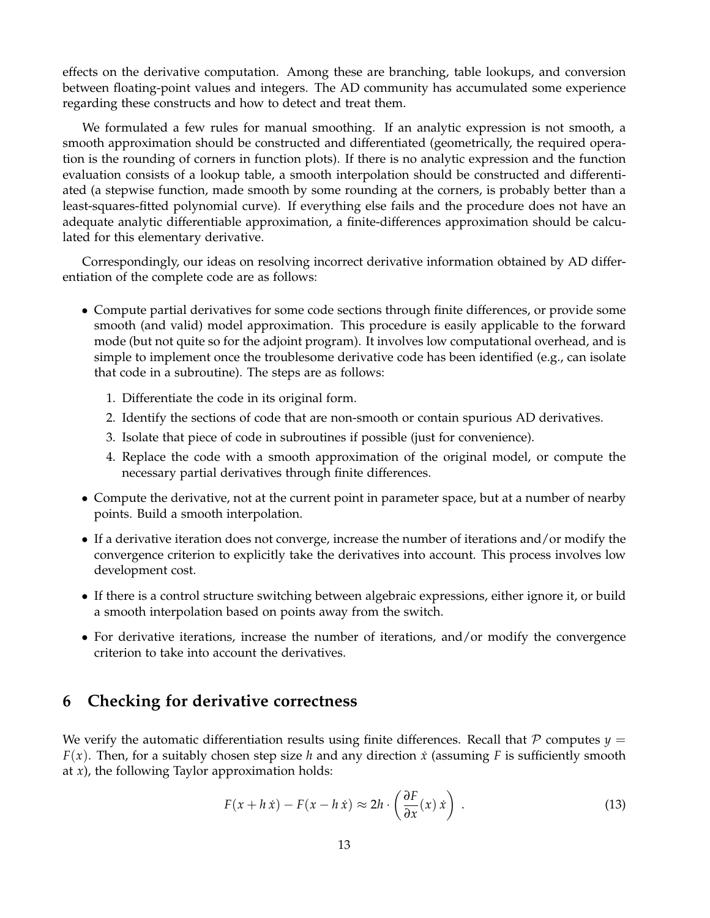effects on the derivative computation. Among these are branching, table lookups, and conversion between floating-point values and integers. The AD community has accumulated some experience regarding these constructs and how to detect and treat them.

We formulated a few rules for manual smoothing. If an analytic expression is not smooth, a smooth approximation should be constructed and differentiated (geometrically, the required operation is the rounding of corners in function plots). If there is no analytic expression and the function evaluation consists of a lookup table, a smooth interpolation should be constructed and differentiated (a stepwise function, made smooth by some rounding at the corners, is probably better than a least-squares-fitted polynomial curve). If everything else fails and the procedure does not have an adequate analytic differentiable approximation, a finite-differences approximation should be calculated for this elementary derivative.

Correspondingly, our ideas on resolving incorrect derivative information obtained by AD differentiation of the complete code are as follows:

- Compute partial derivatives for some code sections through finite differences, or provide some smooth (and valid) model approximation. This procedure is easily applicable to the forward mode (but not quite so for the adjoint program). It involves low computational overhead, and is simple to implement once the troublesome derivative code has been identified (e.g., can isolate that code in a subroutine). The steps are as follows:
  1. Differentiate the code in its original form.
  2. Identify the sections of code that are non-smooth or contain spurious AD derivatives.
  3. Isolate that piece of code in subroutines if possible (just for convenience).
  4. Replace the code with a smooth approximation of the original model, or compute the necessary partial derivatives through finite differences.
- Compute the derivative, not at the current point in parameter space, but at a number of nearby points. Build a smooth interpolation.
- If a derivative iteration does not converge, increase the number of iterations and/or modify the convergence criterion to explicitly take the derivatives into account. This process involves low development cost.
- If there is a control structure switching between algebraic expressions, either ignore it, or build a smooth interpolation based on points away from the switch.
- For derivative iterations, increase the number of iterations, and/or modify the convergence criterion to take into account the derivatives.

## 6 Checking for derivative correctness

We verify the automatic differentiation results using finite differences. Recall that $\mathcal{P}$ computes $y = F(x)$. Then, for a suitably chosen step size $h$ and any direction $\dot{x}$ (assuming $F$ is sufficiently smooth at $x$), the following Taylor approximation holds:

$$F(x + h\,\dot{x}) - F(x - h\,\dot{x}) \approx 2h \cdot \left( \frac{\partial F}{\partial x}(x)\,\dot{x} \right) . \tag{13}$$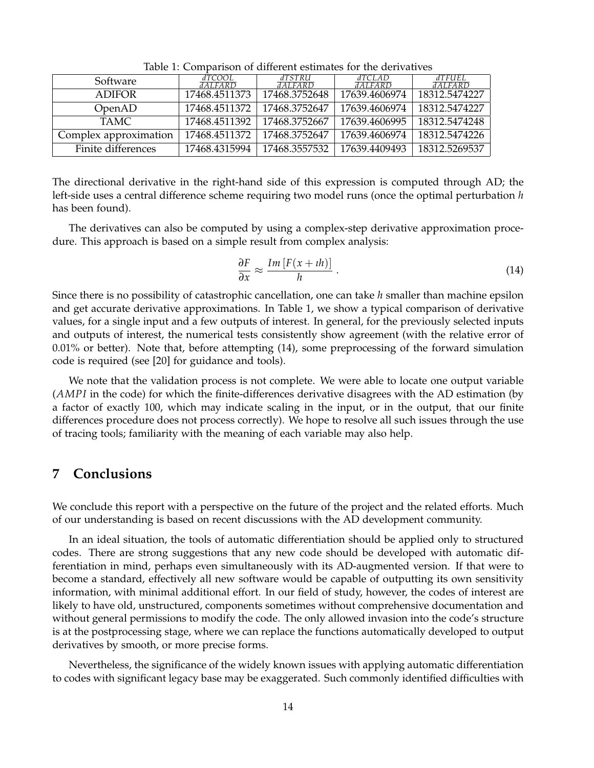Table 1: Comparison of different estimates for the derivatives

| Software | $\frac{dTCOOL}{dALFARD}$ | $\frac{dTSTRU}{dALFARD}$ | $\frac{dTCLAD}{dALFARD}$ | $\frac{dTFUEL}{dALFARD}$ |
|---|---|---|---|---|
| ADIFOR | 17468.4511373 | 17468.3752648 | 17639.4606974 | 18312.5474227 |
| OpenAD | 17468.4511372 | 17468.3752647 | 17639.4606974 | 18312.5474227 |
| TAMC | 17468.4511392 | 17468.3752667 | 17639.4606995 | 18312.5474248 |
| Complex approximation | 17468.4511372 | 17468.3752647 | 17639.4606974 | 18312.5474226 |
| Finite differences | 17468.4315994 | 17468.3557532 | 17639.4409493 | 18312.5269537 |

The directional derivative in the right-hand side of this expression is computed through AD; the left-side uses a central difference scheme requiring two model runs (once the optimal perturbation $h$ has been found).

The derivatives can also be computed by using a complex-step derivative approximation procedure. This approach is based on a simple result from complex analysis:

$$\frac{\partial F}{\partial x} \approx \frac{Im\left[F(x+\imath h)\right]}{h}\,. \tag{14}$$

Since there is no possibility of catastrophic cancellation, one can take $h$ smaller than machine epsilon and get accurate derivative approximations. In Table 1, we show a typical comparison of derivative values, for a single input and a few outputs of interest. In general, for the previously selected inputs and outputs of interest, the numerical tests consistently show agreement (with the relative error of 0.01% or better). Note that, before attempting (14), some preprocessing of the forward simulation code is required (see [20] for guidance and tools).

We note that the validation process is not complete. We were able to locate one output variable ($AMPI$ in the code) for which the finite-differences derivative disagrees with the AD estimation (by a factor of exactly 100, which may indicate scaling in the input, or in the output, that our finite differences procedure does not process correctly). We hope to resolve all such issues through the use of tracing tools; familiarity with the meaning of each variable may also help.

## 7 Conclusions

We conclude this report with a perspective on the future of the project and the related efforts. Much of our understanding is based on recent discussions with the AD development community.

In an ideal situation, the tools of automatic differentiation should be applied only to structured codes. There are strong suggestions that any new code should be developed with automatic differentiation in mind, perhaps even simultaneously with its AD-augmented version. If that were to become a standard, effectively all new software would be capable of outputting its own sensitivity information, with minimal additional effort. In our field of study, however, the codes of interest are likely to have old, unstructured, components sometimes without comprehensive documentation and without general permissions to modify the code. The only allowed invasion into the code's structure is at the postprocessing stage, where we can replace the functions automatically developed to output derivatives by smooth, or more precise forms.

Nevertheless, the significance of the widely known issues with applying automatic differentiation to codes with significant legacy base may be exaggerated. Such commonly identified difficulties with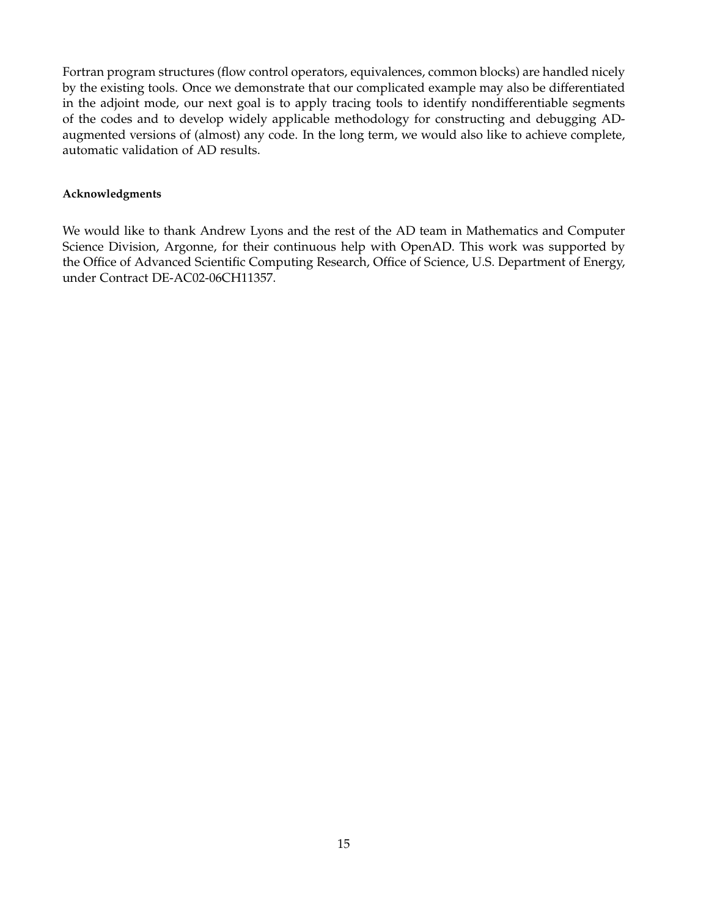Fortran program structures (flow control operators, equivalences, common blocks) are handled nicely by the existing tools. Once we demonstrate that our complicated example may also be differentiated in the adjoint mode, our next goal is to apply tracing tools to identify nondifferentiable segments of the codes and to develop widely applicable methodology for constructing and debugging AD-augmented versions of (almost) any code. In the long term, we would also like to achieve complete, automatic validation of AD results.

#### Acknowledgments

We would like to thank Andrew Lyons and the rest of the AD team in Mathematics and Computer Science Division, Argonne, for their continuous help with OpenAD. This work was supported by the Office of Advanced Scientific Computing Research, Office of Science, U.S. Department of Energy, under Contract DE-AC02-06CH11357.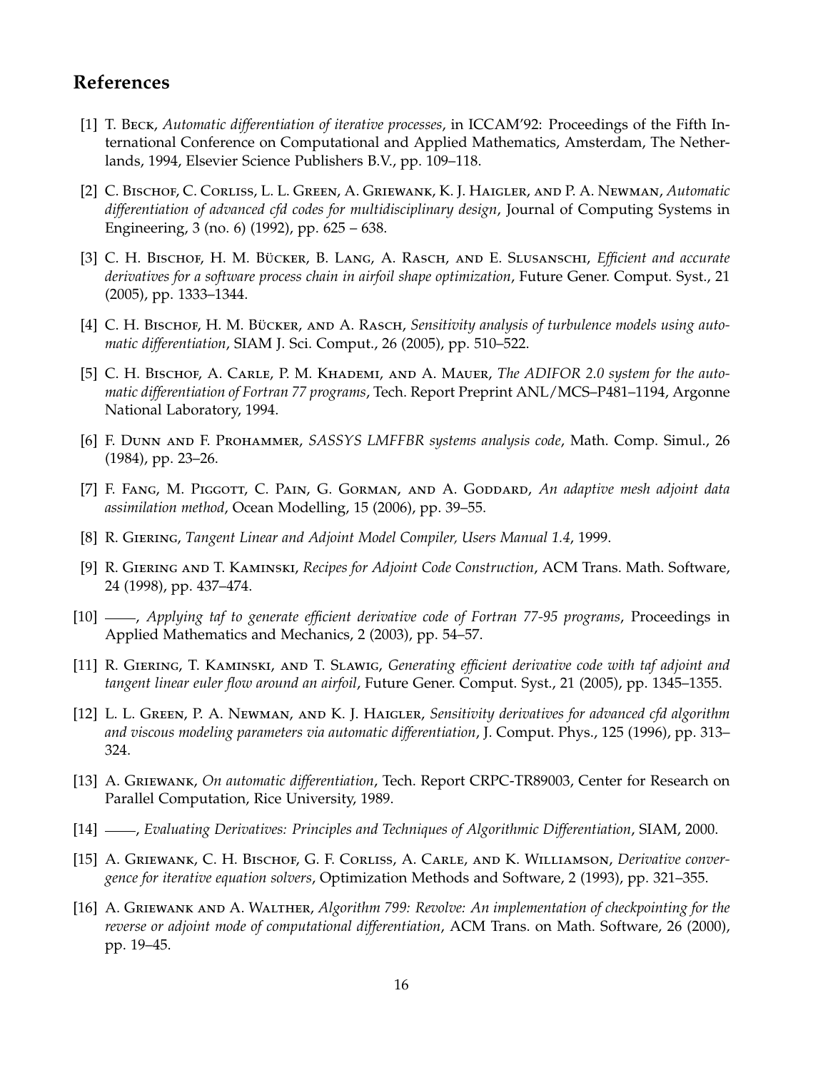## References

[1] T. Beck, *Automatic differentiation of iterative processes*, in ICCAM'92: Proceedings of the Fifth International Conference on Computational and Applied Mathematics, Amsterdam, The Netherlands, 1994, Elsevier Science Publishers B.V., pp. 109–118.

[2] C. Bischof, C. Corliss, L. L. Green, A. Griewank, K. J. Haigler, and P. A. Newman, *Automatic differentiation of advanced cfd codes for multidisciplinary design*, Journal of Computing Systems in Engineering, 3 (no. 6) (1992), pp. 625 – 638.

[3] C. H. Bischof, H. M. Bücker, B. Lang, A. Rasch, and E. Slusanschi, *Efficient and accurate derivatives for a software process chain in airfoil shape optimization*, Future Gener. Comput. Syst., 21 (2005), pp. 1333–1344.

[4] C. H. Bischof, H. M. Bücker, and A. Rasch, *Sensitivity analysis of turbulence models using automatic differentiation*, SIAM J. Sci. Comput., 26 (2005), pp. 510–522.

[5] C. H. Bischof, A. Carle, P. M. Khademi, and A. Mauer, *The ADIFOR 2.0 system for the automatic differentiation of Fortran 77 programs*, Tech. Report Preprint ANL/MCS–P481–1194, Argonne National Laboratory, 1994.

[6] F. Dunn and F. Prohammer, *SASSYS LMFFBR systems analysis code*, Math. Comp. Simul., 26 (1984), pp. 23–26.

[7] F. Fang, M. Piggott, C. Pain, G. Gorman, and A. Goddard, *An adaptive mesh adjoint data assimilation method*, Ocean Modelling, 15 (2006), pp. 39–55.

[8] R. Giering, *Tangent Linear and Adjoint Model Compiler, Users Manual 1.4*, 1999.

[9] R. Giering and T. Kaminski, *Recipes for Adjoint Code Construction*, ACM Trans. Math. Software, 24 (1998), pp. 437–474.

[10] ——, *Applying taf to generate efficient derivative code of Fortran 77-95 programs*, Proceedings in Applied Mathematics and Mechanics, 2 (2003), pp. 54–57.

[11] R. Giering, T. Kaminski, and T. Slawig, *Generating efficient derivative code with taf adjoint and tangent linear euler flow around an airfoil*, Future Gener. Comput. Syst., 21 (2005), pp. 1345–1355.

[12] L. L. Green, P. A. Newman, and K. J. Haigler, *Sensitivity derivatives for advanced cfd algorithm and viscous modeling parameters via automatic differentiation*, J. Comput. Phys., 125 (1996), pp. 313–324.

[13] A. Griewank, *On automatic differentiation*, Tech. Report CRPC-TR89003, Center for Research on Parallel Computation, Rice University, 1989.

[14] ——, *Evaluating Derivatives: Principles and Techniques of Algorithmic Differentiation*, SIAM, 2000.

[15] A. Griewank, C. H. Bischof, G. F. Corliss, A. Carle, and K. Williamson, *Derivative convergence for iterative equation solvers*, Optimization Methods and Software, 2 (1993), pp. 321–355.

[16] A. Griewank and A. Walther, *Algorithm 799: Revolve: An implementation of checkpointing for the reverse or adjoint mode of computational differentiation*, ACM Trans. on Math. Software, 26 (2000), pp. 19–45.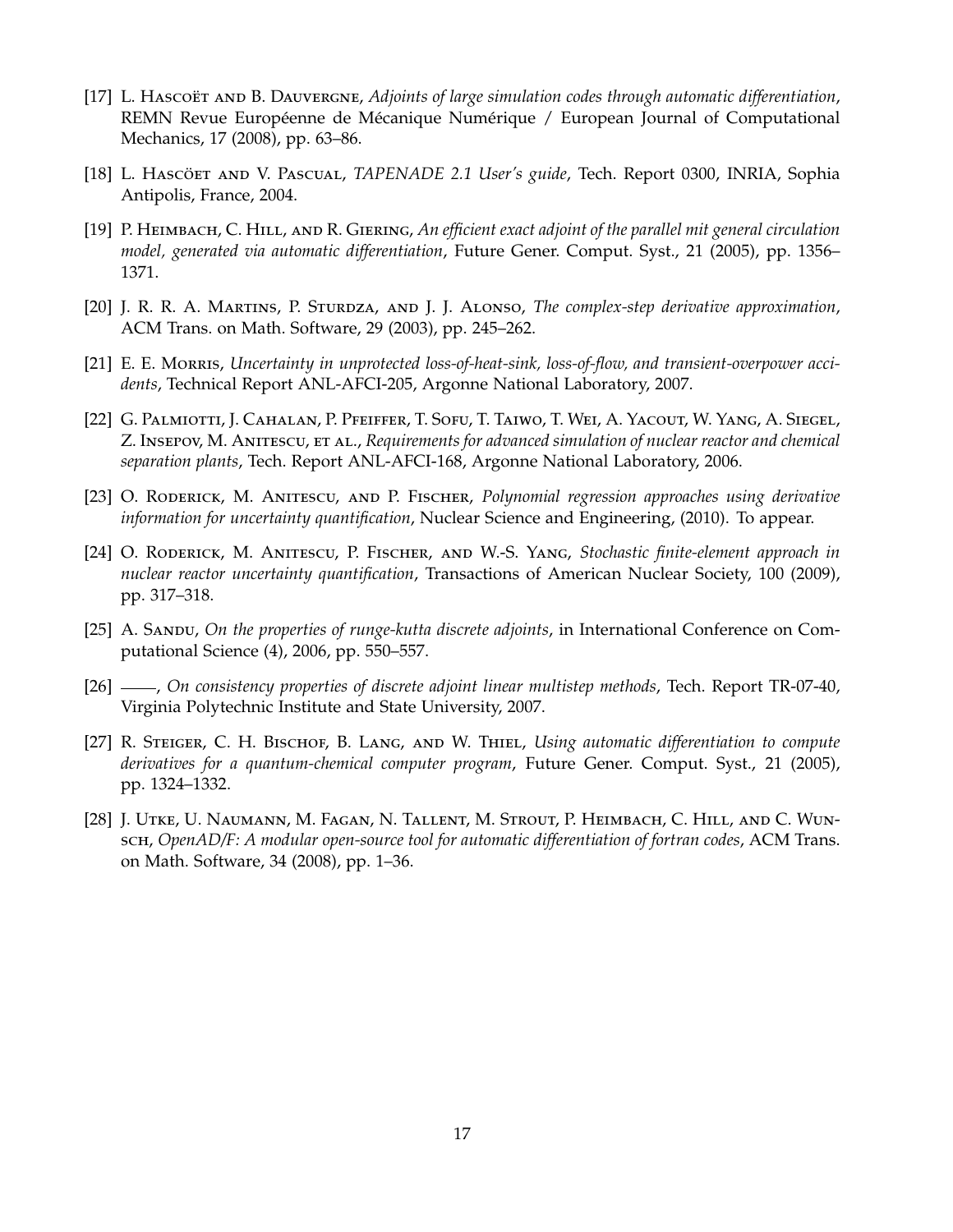[17] L. Hascoët and B. Dauvergne, *Adjoints of large simulation codes through automatic differentiation*, REMN Revue Européenne de Mécanique Numérique / European Journal of Computational Mechanics, 17 (2008), pp. 63–86.

[18] L. Hascöet and V. Pascual, *TAPENADE 2.1 User's guide*, Tech. Report 0300, INRIA, Sophia Antipolis, France, 2004.

[19] P. Heimbach, C. Hill, and R. Giering, *An efficient exact adjoint of the parallel mit general circulation model, generated via automatic differentiation*, Future Gener. Comput. Syst., 21 (2005), pp. 1356–1371.

[20] J. R. R. A. Martins, P. Sturdza, and J. J. Alonso, *The complex-step derivative approximation*, ACM Trans. on Math. Software, 29 (2003), pp. 245–262.

[21] E. E. Morris, *Uncertainty in unprotected loss-of-heat-sink, loss-of-flow, and transient-overpower accidents*, Technical Report ANL-AFCI-205, Argonne National Laboratory, 2007.

[22] G. Palmiotti, J. Cahalan, P. Pfeiffer, T. Sofu, T. Taiwo, T. Wei, A. Yacout, W. Yang, A. Siegel, Z. Insepov, M. Anitescu, et al., *Requirements for advanced simulation of nuclear reactor and chemical separation plants*, Tech. Report ANL-AFCI-168, Argonne National Laboratory, 2006.

[23] O. Roderick, M. Anitescu, and P. Fischer, *Polynomial regression approaches using derivative information for uncertainty quantification*, Nuclear Science and Engineering, (2010). To appear.

[24] O. Roderick, M. Anitescu, P. Fischer, and W.-S. Yang, *Stochastic finite-element approach in nuclear reactor uncertainty quantification*, Transactions of American Nuclear Society, 100 (2009), pp. 317–318.

[25] A. Sandu, *On the properties of runge-kutta discrete adjoints*, in International Conference on Computational Science (4), 2006, pp. 550–557.

[26] ——, *On consistency properties of discrete adjoint linear multistep methods*, Tech. Report TR-07-40, Virginia Polytechnic Institute and State University, 2007.

[27] R. Steiger, C. H. Bischof, B. Lang, and W. Thiel, *Using automatic differentiation to compute derivatives for a quantum-chemical computer program*, Future Gener. Comput. Syst., 21 (2005), pp. 1324–1332.

[28] J. Utke, U. Naumann, M. Fagan, N. Tallent, M. Strout, P. Heimbach, C. Hill, and C. Wunsch, *OpenAD/F: A modular open-source tool for automatic differentiation of fortran codes*, ACM Trans. on Math. Software, 34 (2008), pp. 1–36.